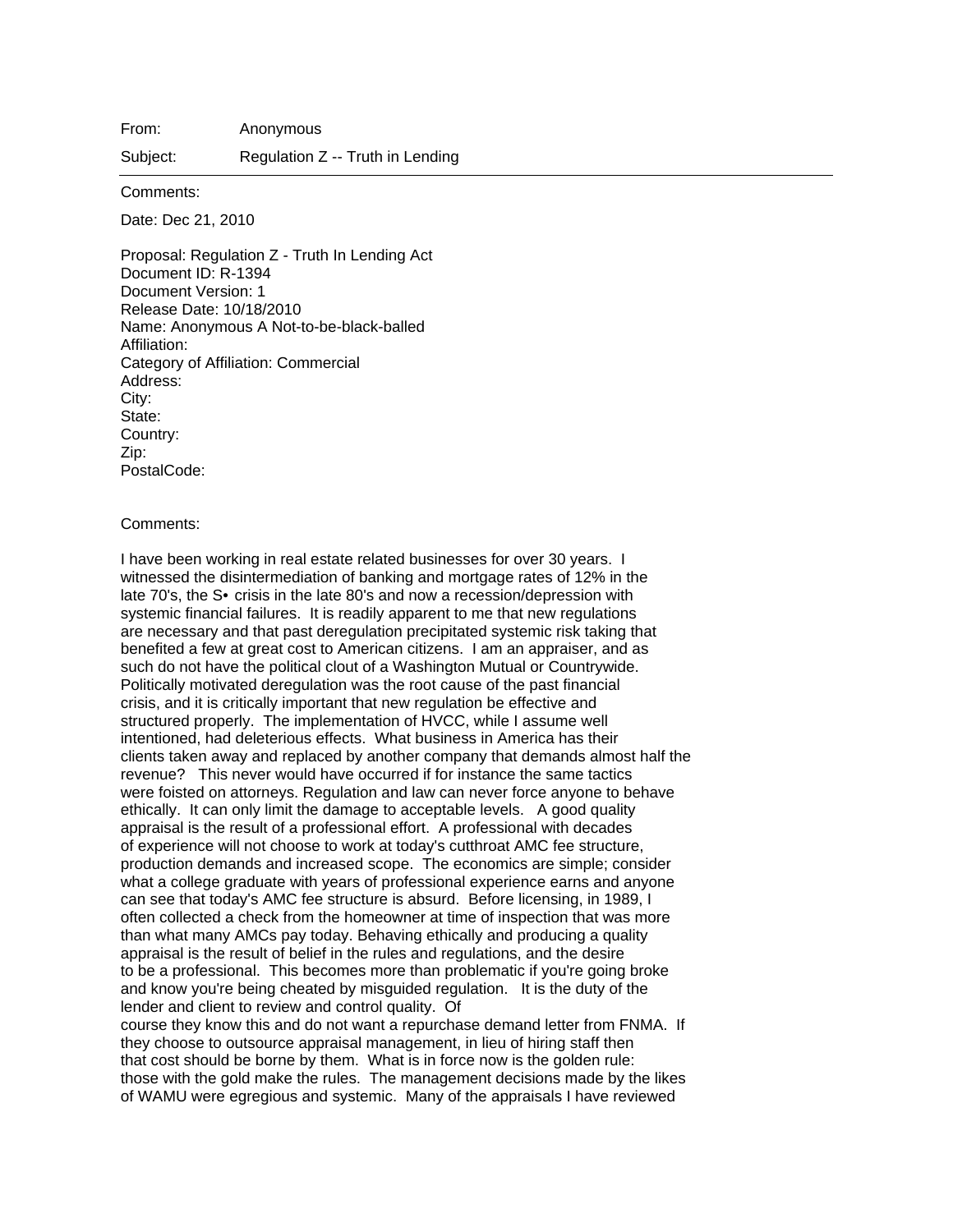From: Anonymous

Subject: Regulation Z -- Truth in Lending

---

Comments:

Date: Dec 21, 2010

Proposal: Regulation Z - Truth In Lending Act
Document ID: R-1394
Document Version: 1
Release Date: 10/18/2010
Name: Anonymous A Not-to-be-black-balled
Affiliation:
Category of Affiliation: Commercial
Address:
City:
State:
Country:
Zip:
PostalCode:

Comments:

I have been working in real estate related businesses for over 30 years. I witnessed the disintermediation of banking and mortgage rates of 12% in the late 70's, the S• crisis in the late 80's and now a recession/depression with systemic financial failures. It is readily apparent to me that new regulations are necessary and that past deregulation precipitated systemic risk taking that benefited a few at great cost to American citizens. I am an appraiser, and as such do not have the political clout of a Washington Mutual or Countrywide. Politically motivated deregulation was the root cause of the past financial crisis, and it is critically important that new regulation be effective and structured properly. The implementation of HVCC, while I assume well intentioned, had deleterious effects. What business in America has their clients taken away and replaced by another company that demands almost half the revenue? This never would have occurred if for instance the same tactics were foisted on attorneys. Regulation and law can never force anyone to behave ethically. It can only limit the damage to acceptable levels. A good quality appraisal is the result of a professional effort. A professional with decades of experience will not choose to work at today's cutthroat AMC fee structure, production demands and increased scope. The economics are simple; consider what a college graduate with years of professional experience earns and anyone can see that today's AMC fee structure is absurd. Before licensing, in 1989, I often collected a check from the homeowner at time of inspection that was more than what many AMCs pay today. Behaving ethically and producing a quality appraisal is the result of belief in the rules and regulations, and the desire to be a professional. This becomes more than problematic if you're going broke and know you're being cheated by misguided regulation. It is the duty of the lender and client to review and control quality. Of course they know this and do not want a repurchase demand letter from FNMA. If they choose to outsource appraisal management, in lieu of hiring staff then that cost should be borne by them. What is in force now is the golden rule: those with the gold make the rules. The management decisions made by the likes of WAMU were egregious and systemic. Many of the appraisals I have reviewed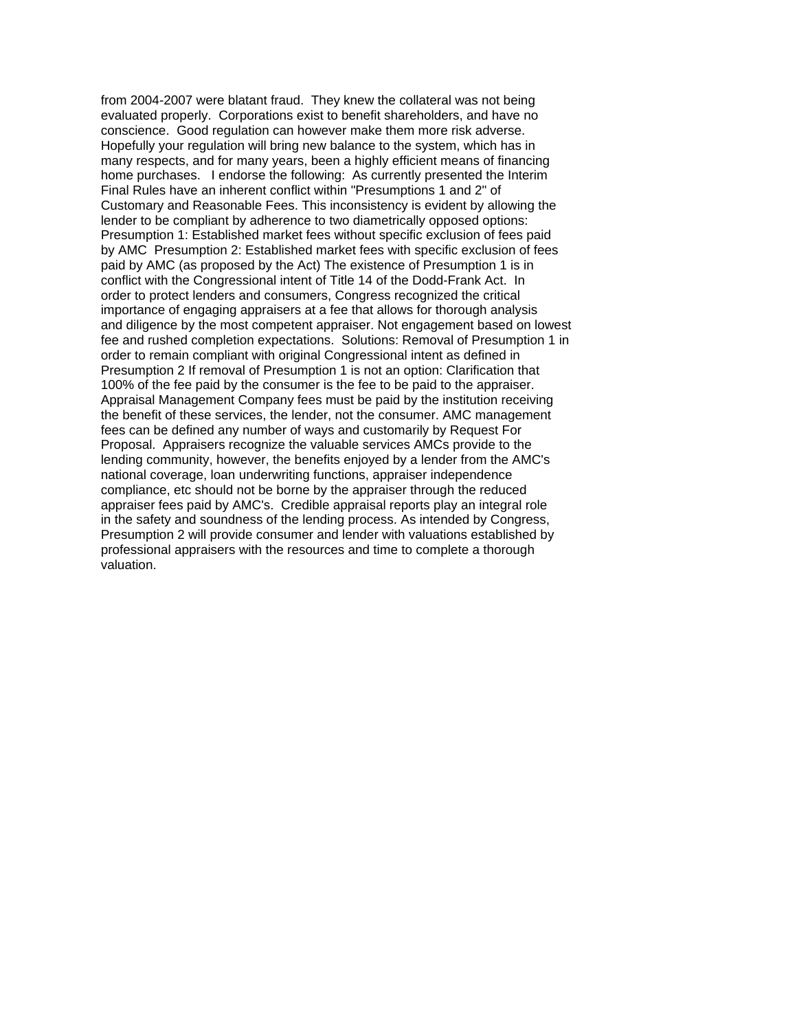from 2004-2007 were blatant fraud. They knew the collateral was not being evaluated properly. Corporations exist to benefit shareholders, and have no conscience. Good regulation can however make them more risk adverse. Hopefully your regulation will bring new balance to the system, which has in many respects, and for many years, been a highly efficient means of financing home purchases. I endorse the following: As currently presented the Interim Final Rules have an inherent conflict within "Presumptions 1 and 2" of Customary and Reasonable Fees. This inconsistency is evident by allowing the lender to be compliant by adherence to two diametrically opposed options: Presumption 1: Established market fees without specific exclusion of fees paid by AMC Presumption 2: Established market fees with specific exclusion of fees paid by AMC (as proposed by the Act) The existence of Presumption 1 is in conflict with the Congressional intent of Title 14 of the Dodd-Frank Act. In order to protect lenders and consumers, Congress recognized the critical importance of engaging appraisers at a fee that allows for thorough analysis and diligence by the most competent appraiser. Not engagement based on lowest fee and rushed completion expectations. Solutions: Removal of Presumption 1 in order to remain compliant with original Congressional intent as defined in Presumption 2 If removal of Presumption 1 is not an option: Clarification that 100% of the fee paid by the consumer is the fee to be paid to the appraiser. Appraisal Management Company fees must be paid by the institution receiving the benefit of these services, the lender, not the consumer. AMC management fees can be defined any number of ways and customarily by Request For Proposal. Appraisers recognize the valuable services AMCs provide to the lending community, however, the benefits enjoyed by a lender from the AMC's national coverage, loan underwriting functions, appraiser independence compliance, etc should not be borne by the appraiser through the reduced appraiser fees paid by AMC's. Credible appraisal reports play an integral role in the safety and soundness of the lending process. As intended by Congress, Presumption 2 will provide consumer and lender with valuations established by professional appraisers with the resources and time to complete a thorough valuation.